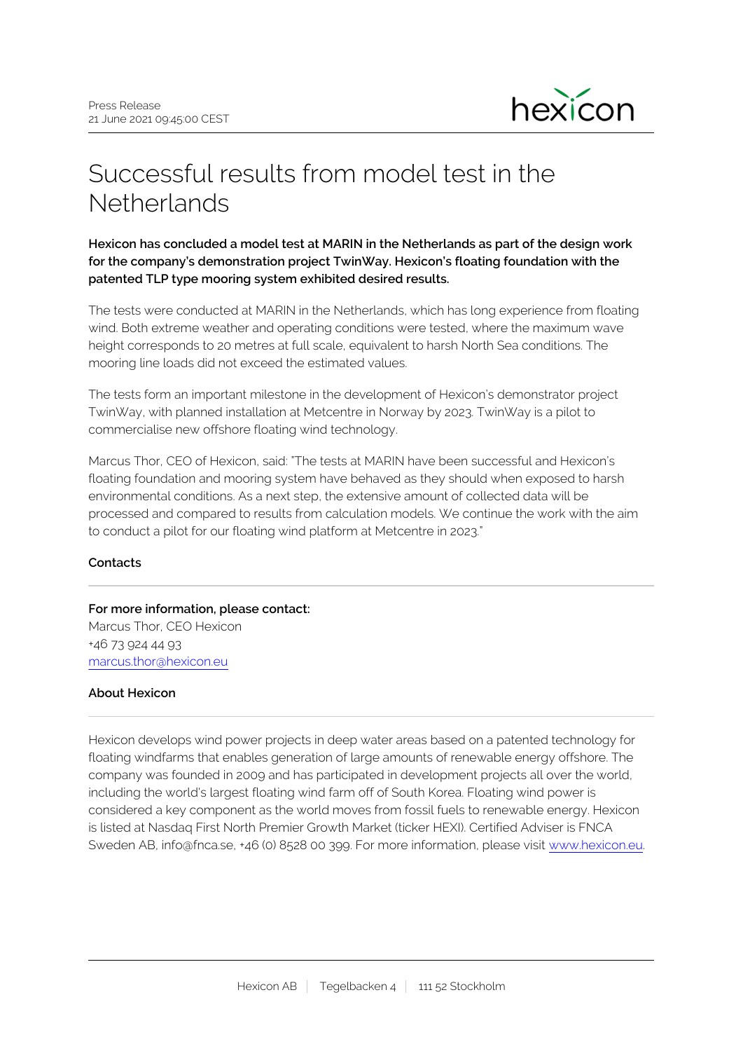Press Release
21 June 2021 09:45:00 CEST

# Successful results from model test in the Netherlands

**Hexicon has concluded a model test at MARIN in the Netherlands as part of the design work for the company's demonstration project TwinWay. Hexicon's floating foundation with the patented TLP type mooring system exhibited desired results.**

The tests were conducted at MARIN in the Netherlands, which has long experience from floating wind. Both extreme weather and operating conditions were tested, where the maximum wave height corresponds to 20 metres at full scale, equivalent to harsh North Sea conditions. The mooring line loads did not exceed the estimated values.

The tests form an important milestone in the development of Hexicon's demonstrator project TwinWay, with planned installation at Metcentre in Norway by 2023. TwinWay is a pilot to commercialise new offshore floating wind technology.

Marcus Thor, CEO of Hexicon, said: "The tests at MARIN have been successful and Hexicon's floating foundation and mooring system have behaved as they should when exposed to harsh environmental conditions. As a next step, the extensive amount of collected data will be processed and compared to results from calculation models. We continue the work with the aim to conduct a pilot for our floating wind platform at Metcentre in 2023."

## Contacts

**For more information, please contact:**
Marcus Thor, CEO Hexicon
+46 73 924 44 93
marcus.thor@hexicon.eu

## About Hexicon

Hexicon develops wind power projects in deep water areas based on a patented technology for floating windfarms that enables generation of large amounts of renewable energy offshore. The company was founded in 2009 and has participated in development projects all over the world, including the world's largest floating wind farm off of South Korea. Floating wind power is considered a key component as the world moves from fossil fuels to renewable energy. Hexicon is listed at Nasdaq First North Premier Growth Market (ticker HEXI). Certified Adviser is FNCA Sweden AB, info@fnca.se, +46 (0) 8528 00 399. For more information, please visit www.hexicon.eu.

Hexicon AB | Tegelbacken 4 | 111 52 Stockholm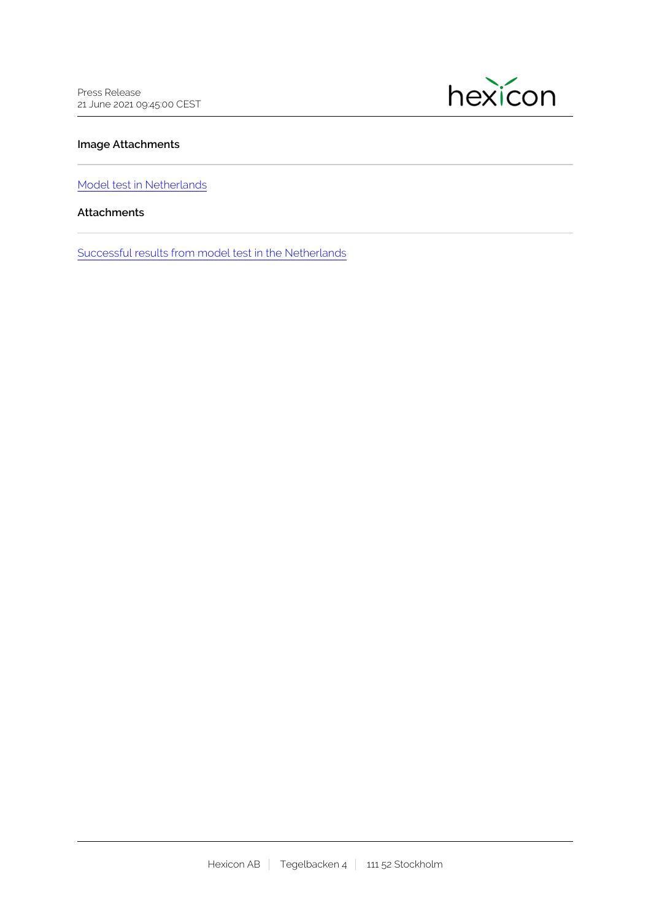### Image Attachments

Model test in Netherlands

### Attachments

Successful results from model test in the Netherlands